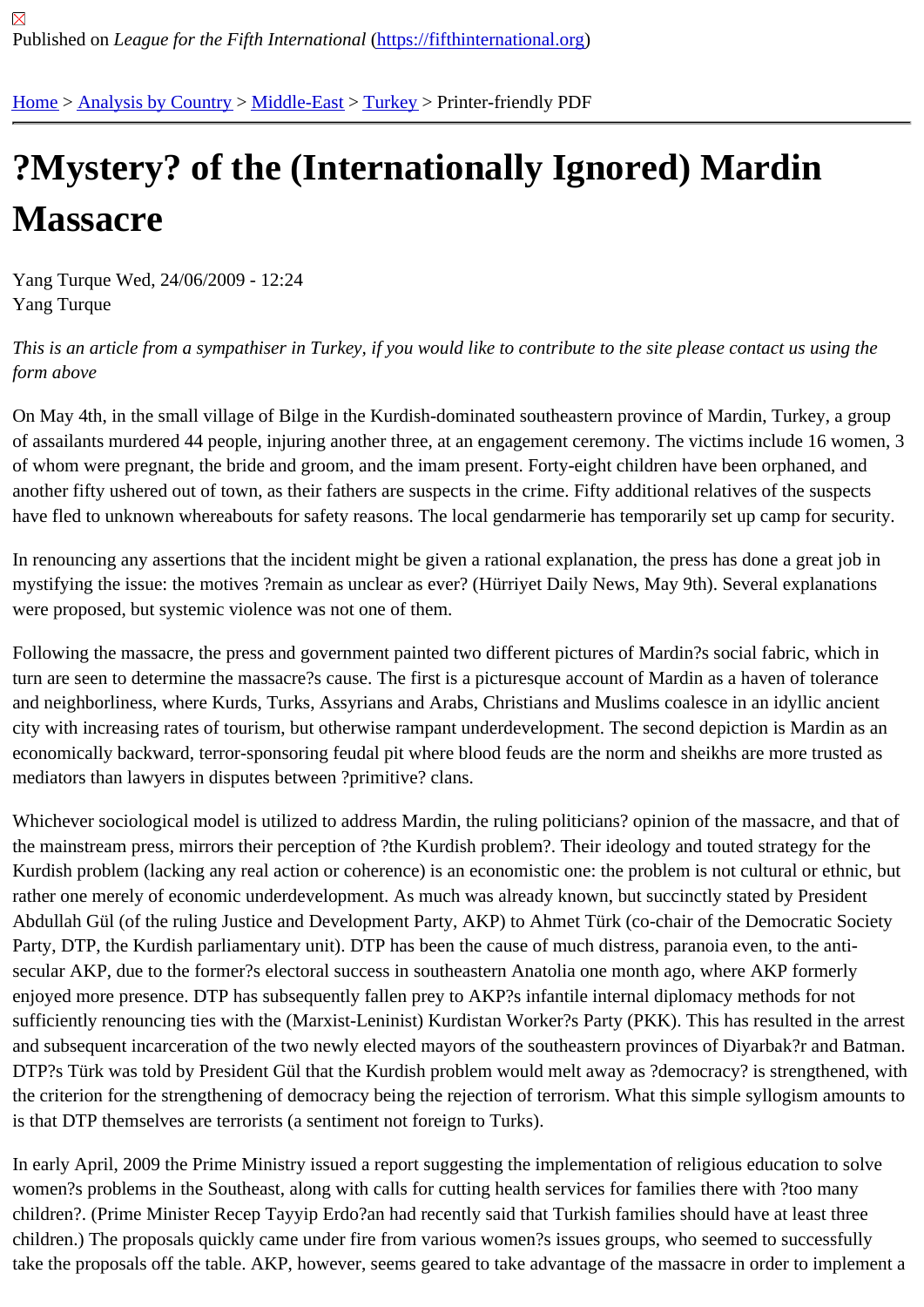Published on *League for the Fifth International* (https://fifthinternational.org)

Home > Analysis by Country > Middle-East > Turkey > Printer-friendly PDF

# ?Mystery? of the (Internationally Ignored) Mardin Massacre

Yang Turque Wed, 24/06/2009 - 12:24
Yang Turque

*This is an article from a sympathiser in Turkey, if you would like to contribute to the site please contact us using the form above*

On May 4th, in the small village of Bilge in the Kurdish-dominated southeastern province of Mardin, Turkey, a group of assailants murdered 44 people, injuring another three, at an engagement ceremony. The victims include 16 women, 3 of whom were pregnant, the bride and groom, and the imam present. Forty-eight children have been orphaned, and another fifty ushered out of town, as their fathers are suspects in the crime. Fifty additional relatives of the suspects have fled to unknown whereabouts for safety reasons. The local gendarmerie has temporarily set up camp for security.

In renouncing any assertions that the incident might be given a rational explanation, the press has done a great job in mystifying the issue: the motives ?remain as unclear as ever? (Hürriyet Daily News, May 9th). Several explanations were proposed, but systemic violence was not one of them.

Following the massacre, the press and government painted two different pictures of Mardin?s social fabric, which in turn are seen to determine the massacre?s cause. The first is a picturesque account of Mardin as a haven of tolerance and neighborliness, where Kurds, Turks, Assyrians and Arabs, Christians and Muslims coalesce in an idyllic ancient city with increasing rates of tourism, but otherwise rampant underdevelopment. The second depiction is Mardin as an economically backward, terror-sponsoring feudal pit where blood feuds are the norm and sheikhs are more trusted as mediators than lawyers in disputes between ?primitive? clans.

Whichever sociological model is utilized to address Mardin, the ruling politicians? opinion of the massacre, and that of the mainstream press, mirrors their perception of ?the Kurdish problem?. Their ideology and touted strategy for the Kurdish problem (lacking any real action or coherence) is an economistic one: the problem is not cultural or ethnic, but rather one merely of economic underdevelopment. As much was already known, but succinctly stated by President Abdullah Gül (of the ruling Justice and Development Party, AKP) to Ahmet Türk (co-chair of the Democratic Society Party, DTP, the Kurdish parliamentary unit). DTP has been the cause of much distress, paranoia even, to the anti-secular AKP, due to the former?s electoral success in southeastern Anatolia one month ago, where AKP formerly enjoyed more presence. DTP has subsequently fallen prey to AKP?s infantile internal diplomacy methods for not sufficiently renouncing ties with the (Marxist-Leninist) Kurdistan Worker?s Party (PKK). This has resulted in the arrest and subsequent incarceration of the two newly elected mayors of the southeastern provinces of Diyarbak?r and Batman. DTP?s Türk was told by President Gül that the Kurdish problem would melt away as ?democracy? is strengthened, with the criterion for the strengthening of democracy being the rejection of terrorism. What this simple syllogism amounts to is that DTP themselves are terrorists (a sentiment not foreign to Turks).

In early April, 2009 the Prime Ministry issued a report suggesting the implementation of religious education to solve women?s problems in the Southeast, along with calls for cutting health services for families there with ?too many children?. (Prime Minister Recep Tayyip Erdo?an had recently said that Turkish families should have at least three children.) The proposals quickly came under fire from various women?s issues groups, who seemed to successfully take the proposals off the table. AKP, however, seems geared to take advantage of the massacre in order to implement a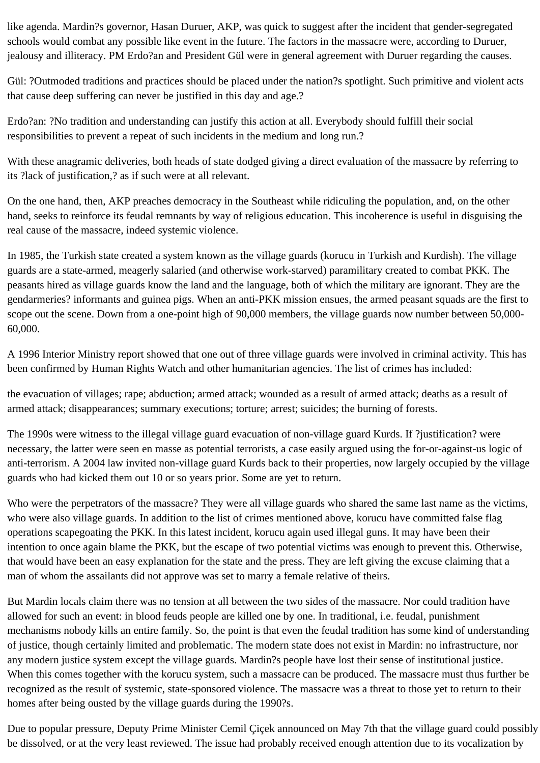like agenda. Mardin?s governor, Hasan Duruer, AKP, was quick to suggest after the incident that gender-segregated schools would combat any possible like event in the future. The factors in the massacre were, according to Duruer, jealousy and illiteracy. PM Erdo?an and President Gül were in general agreement with Duruer regarding the causes.

Gül: ?Outmoded traditions and practices should be placed under the nation?s spotlight. Such primitive and violent acts that cause deep suffering can never be justified in this day and age.?

Erdo?an: ?No tradition and understanding can justify this action at all. Everybody should fulfill their social responsibilities to prevent a repeat of such incidents in the medium and long run.?

With these anagramic deliveries, both heads of state dodged giving a direct evaluation of the massacre by referring to its ?lack of justification,? as if such were at all relevant.

On the one hand, then, AKP preaches democracy in the Southeast while ridiculing the population, and, on the other hand, seeks to reinforce its feudal remnants by way of religious education. This incoherence is useful in disguising the real cause of the massacre, indeed systemic violence.

In 1985, the Turkish state created a system known as the village guards (korucu in Turkish and Kurdish). The village guards are a state-armed, meagerly salaried (and otherwise work-starved) paramilitary created to combat PKK. The peasants hired as village guards know the land and the language, both of which the military are ignorant. They are the gendarmeries? informants and guinea pigs. When an anti-PKK mission ensues, the armed peasant squads are the first to scope out the scene. Down from a one-point high of 90,000 members, the village guards now number between 50,000-60,000.

A 1996 Interior Ministry report showed that one out of three village guards were involved in criminal activity. This has been confirmed by Human Rights Watch and other humanitarian agencies. The list of crimes has included:

the evacuation of villages; rape; abduction; armed attack; wounded as a result of armed attack; deaths as a result of armed attack; disappearances; summary executions; torture; arrest; suicides; the burning of forests.

The 1990s were witness to the illegal village guard evacuation of non-village guard Kurds. If ?justification? were necessary, the latter were seen en masse as potential terrorists, a case easily argued using the for-or-against-us logic of anti-terrorism. A 2004 law invited non-village guard Kurds back to their properties, now largely occupied by the village guards who had kicked them out 10 or so years prior. Some are yet to return.

Who were the perpetrators of the massacre? They were all village guards who shared the same last name as the victims, who were also village guards. In addition to the list of crimes mentioned above, korucu have committed false flag operations scapegoating the PKK. In this latest incident, korucu again used illegal guns. It may have been their intention to once again blame the PKK, but the escape of two potential victims was enough to prevent this. Otherwise, that would have been an easy explanation for the state and the press. They are left giving the excuse claiming that a man of whom the assailants did not approve was set to marry a female relative of theirs.

But Mardin locals claim there was no tension at all between the two sides of the massacre. Nor could tradition have allowed for such an event: in blood feuds people are killed one by one. In traditional, i.e. feudal, punishment mechanisms nobody kills an entire family. So, the point is that even the feudal tradition has some kind of understanding of justice, though certainly limited and problematic. The modern state does not exist in Mardin: no infrastructure, nor any modern justice system except the village guards. Mardin?s people have lost their sense of institutional justice. When this comes together with the korucu system, such a massacre can be produced. The massacre must thus further be recognized as the result of systemic, state-sponsored violence. The massacre was a threat to those yet to return to their homes after being ousted by the village guards during the 1990?s.

Due to popular pressure, Deputy Prime Minister Cemil Çiçek announced on May 7th that the village guard could possibly be dissolved, or at the very least reviewed. The issue had probably received enough attention due to its vocalization by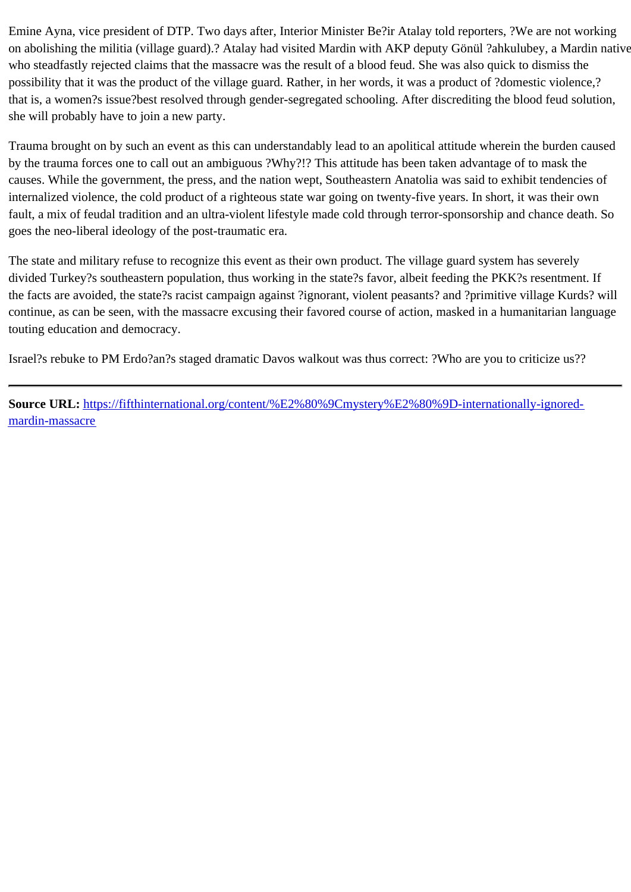Emine Ayna, vice president of DTP. Two days after, Interior Minister Be?ir Atalay told reporters, ?We are not working on abolishing the militia (village guard).? Atalay had visited Mardin with AKP deputy Gönül ?ahkulubey, a Mardin native who steadfastly rejected claims that the massacre was the result of a blood feud. She was also quick to dismiss the possibility that it was the product of the village guard. Rather, in her words, it was a product of ?domestic violence,? that is, a women?s issue?best resolved through gender-segregated schooling. After discrediting the blood feud solution, she will probably have to join a new party.

Trauma brought on by such an event as this can understandably lead to an apolitical attitude wherein the burden caused by the trauma forces one to call out an ambiguous ?Why?!? This attitude has been taken advantage of to mask the causes. While the government, the press, and the nation wept, Southeastern Anatolia was said to exhibit tendencies of internalized violence, the cold product of a righteous state war going on twenty-five years. In short, it was their own fault, a mix of feudal tradition and an ultra-violent lifestyle made cold through terror-sponsorship and chance death. So goes the neo-liberal ideology of the post-traumatic era.

The state and military refuse to recognize this event as their own product. The village guard system has severely divided Turkey?s southeastern population, thus working in the state?s favor, albeit feeding the PKK?s resentment. If the facts are avoided, the state?s racist campaign against ?ignorant, violent peasants? and ?primitive village Kurds? will continue, as can be seen, with the massacre excusing their favored course of action, masked in a humanitarian language touting education and democracy.

Israel?s rebuke to PM Erdo?an?s staged dramatic Davos walkout was thus correct: ?Who are you to criticize us??

---

**Source URL:** https://fifthinternational.org/content/%E2%80%9Cmystery%E2%80%9D-internationally-ignored-mardin-massacre